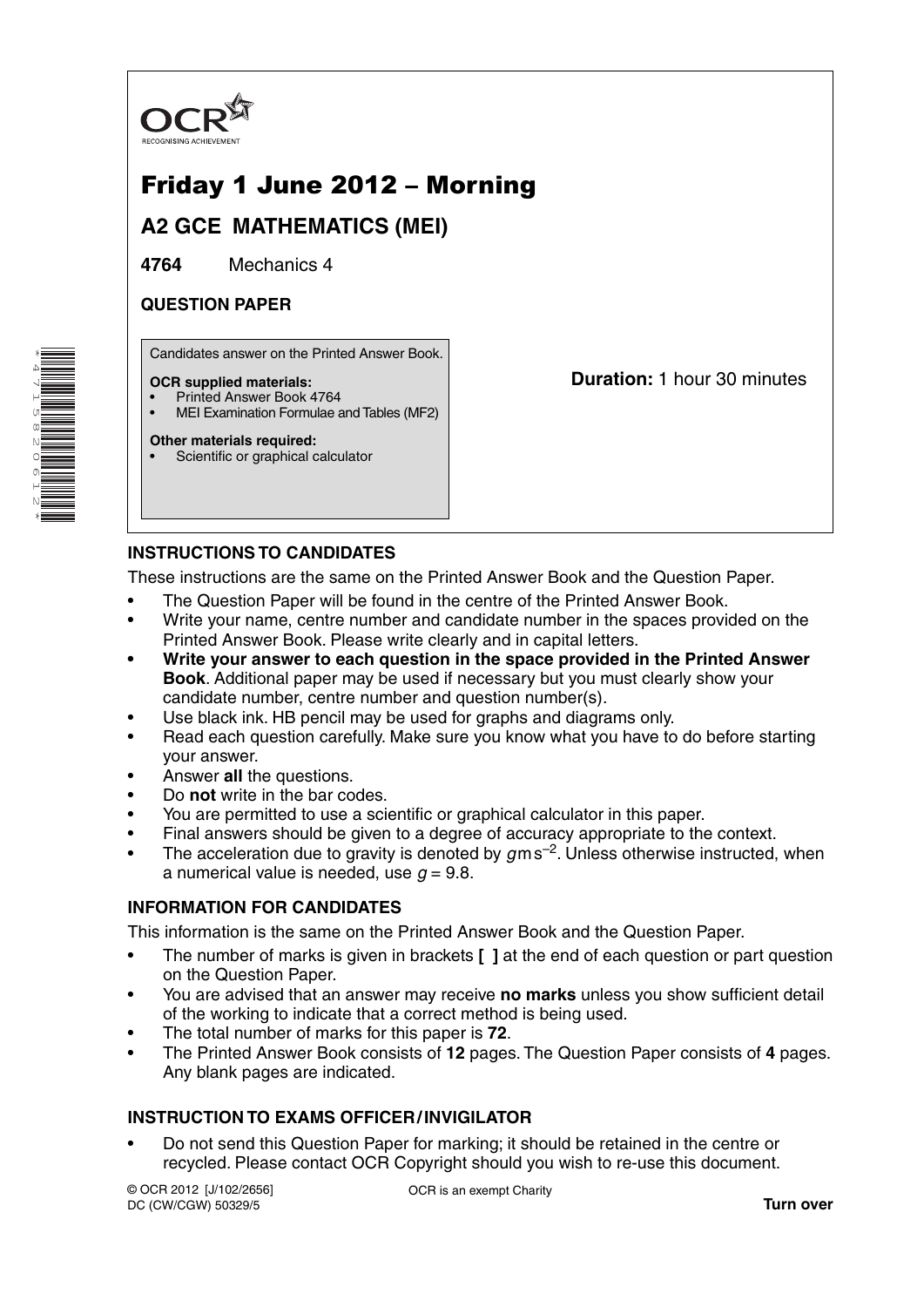OCR

RECOGNISING ACHIEVEMENT

# Friday 1 June 2012 – Morning

## A2 GCE MATHEMATICS (MEI)

**4764** Mechanics 4

**QUESTION PAPER**

Candidates answer on the Printed Answer Book.

**OCR supplied materials:**
- Printed Answer Book 4764
- MEI Examination Formulae and Tables (MF2)

**Other materials required:**
- Scientific or graphical calculator

**Duration:** 1 hour 30 minutes

### INSTRUCTIONS TO CANDIDATES

These instructions are the same on the Printed Answer Book and the Question Paper.

- The Question Paper will be found in the centre of the Printed Answer Book.
- Write your name, centre number and candidate number in the spaces provided on the Printed Answer Book. Please write clearly and in capital letters.
- **Write your answer to each question in the space provided in the Printed Answer Book**. Additional paper may be used if necessary but you must clearly show your candidate number, centre number and question number(s).
- Use black ink. HB pencil may be used for graphs and diagrams only.
- Read each question carefully. Make sure you know what you have to do before starting your answer.
- Answer **all** the questions.
- Do **not** write in the bar codes.
- You are permitted to use a scientific or graphical calculator in this paper.
- Final answers should be given to a degree of accuracy appropriate to the context.
- The acceleration due to gravity is denoted by $g\,\text{m}\,\text{s}^{-2}$. Unless otherwise instructed, when a numerical value is needed, use $g = 9.8$.

### INFORMATION FOR CANDIDATES

This information is the same on the Printed Answer Book and the Question Paper.

- The number of marks is given in brackets **[ ]** at the end of each question or part question on the Question Paper.
- You are advised that an answer may receive **no marks** unless you show sufficient detail of the working to indicate that a correct method is being used.
- The total number of marks for this paper is **72**.
- The Printed Answer Book consists of **12** pages. The Question Paper consists of **4** pages. Any blank pages are indicated.

### INSTRUCTION TO EXAMS OFFICER / INVIGILATOR

- Do not send this Question Paper for marking; it should be retained in the centre or recycled. Please contact OCR Copyright should you wish to re-use this document.

© OCR 2012 [J/102/2656]
DC (CW/CGW) 50329/5

OCR is an exempt Charity

**Turn over**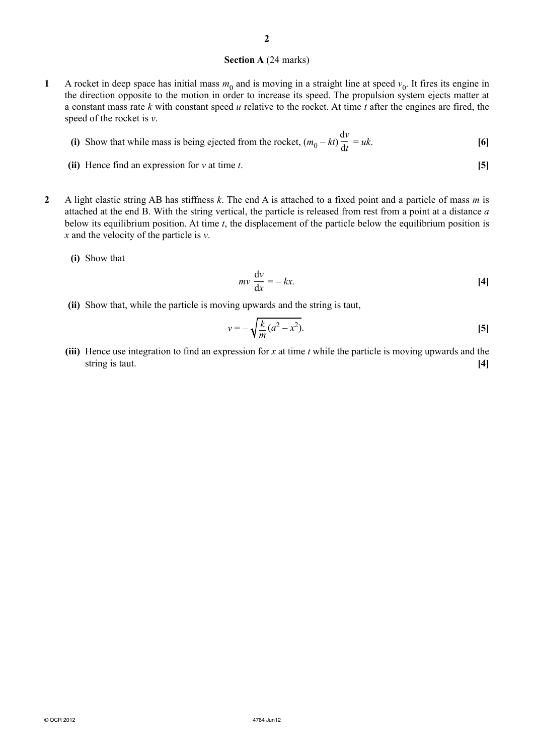## Section A (24 marks)

**1** A rocket in deep space has initial mass $m_0$ and is moving in a straight line at speed $v_0$. It fires its engine in the direction opposite to the motion in order to increase its speed. The propulsion system ejects matter at a constant mass rate $k$ with constant speed $u$ relative to the rocket. At time $t$ after the engines are fired, the speed of the rocket is $v$.

**(i)** Show that while mass is being ejected from the rocket, $(m_0 - kt)\dfrac{\mathrm{d}v}{\mathrm{d}t} = uk$. **[6]**

**(ii)** Hence find an expression for $v$ at time $t$. **[5]**

**2** A light elastic string AB has stiffness $k$. The end A is attached to a fixed point and a particle of mass $m$ is attached at the end B. With the string vertical, the particle is released from rest from a point at a distance $a$ below its equilibrium position. At time $t$, the displacement of the particle below the equilibrium position is $x$ and the velocity of the particle is $v$.

**(i)** Show that

$$mv\frac{\mathrm{d}v}{\mathrm{d}x} = -kx.$$

**[4]**

**(ii)** Show that, while the particle is moving upwards and the string is taut,

$$v = -\sqrt{\frac{k}{m}(a^2 - x^2)}.$$

**[5]**

**(iii)** Hence use integration to find an expression for $x$ at time $t$ while the particle is moving upwards and the string is taut. **[4]**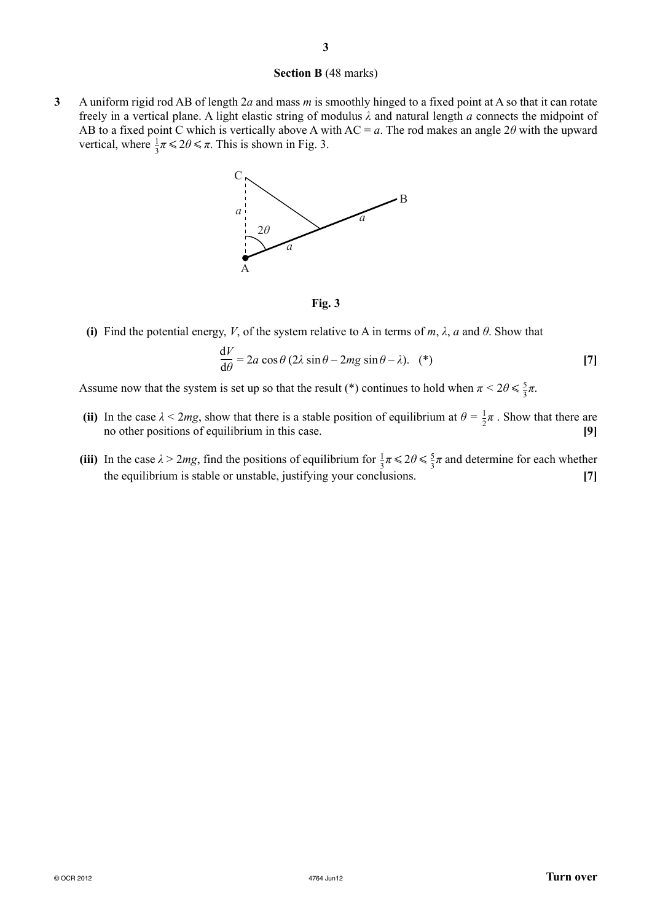## Section B (48 marks)

**3** A uniform rigid rod AB of length $2a$ and mass $m$ is smoothly hinged to a fixed point at A so that it can rotate freely in a vertical plane. A light elastic string of modulus $\lambda$ and natural length $a$ connects the midpoint of AB to a fixed point C which is vertically above A with AC = $a$. The rod makes an angle $2\theta$ with the upward vertical, where $\frac{1}{3}\pi \leqslant 2\theta \leqslant \pi$. This is shown in Fig. 3.

**Fig. 3**

**(i)** Find the potential energy, $V$, of the system relative to A in terms of $m$, $\lambda$, $a$ and $\theta$. Show that

$$\frac{dV}{d\theta} = 2a\cos\theta\,(2\lambda\sin\theta - 2mg\sin\theta - \lambda). \quad (*)$$ **[7]**

Assume now that the system is set up so that the result (*) continues to hold when $\pi < 2\theta \leqslant \frac{5}{3}\pi$.

**(ii)** In the case $\lambda < 2mg$, show that there is a stable position of equilibrium at $\theta = \frac{1}{2}\pi$. Show that there are no other positions of equilibrium in this case. **[9]**

**(iii)** In the case $\lambda > 2mg$, find the positions of equilibrium for $\frac{1}{3}\pi \leqslant 2\theta \leqslant \frac{5}{3}\pi$ and determine for each whether the equilibrium is stable or unstable, justifying your conclusions. **[7]**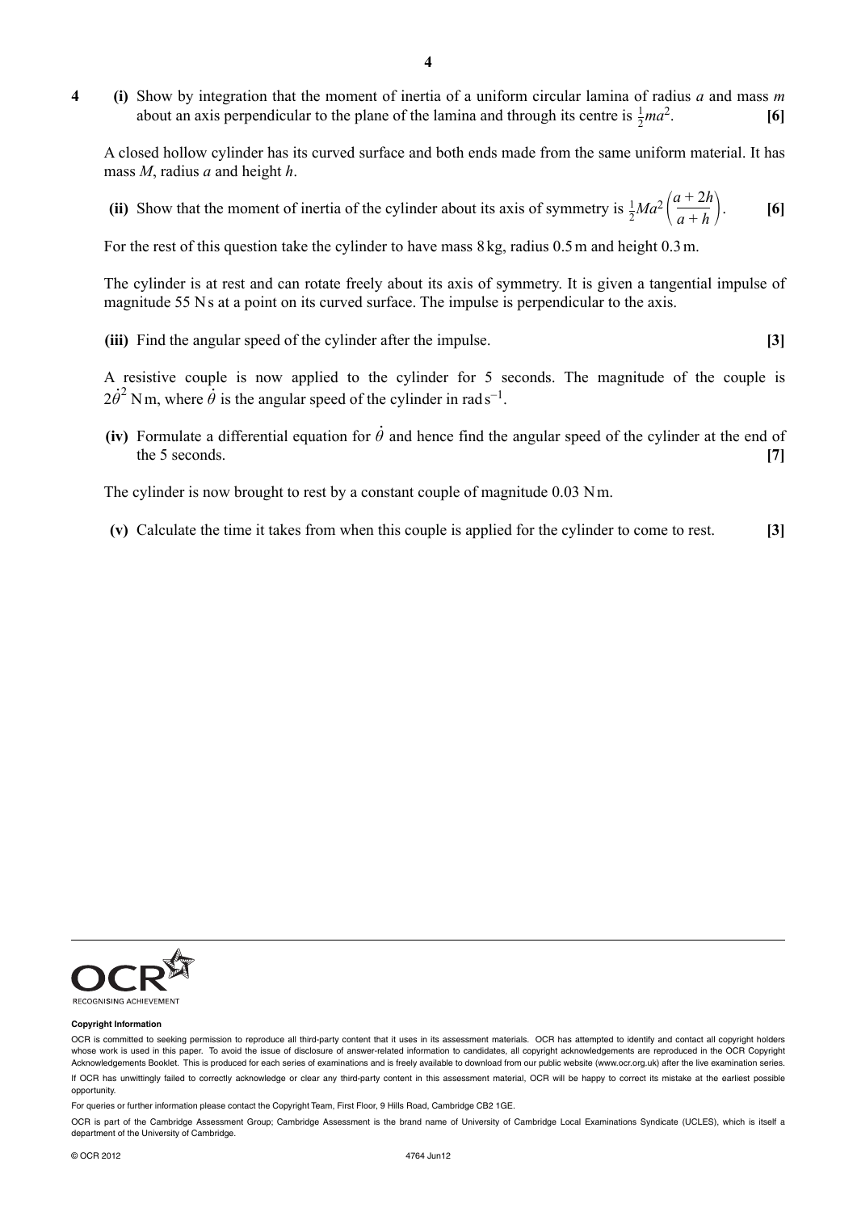**4** **(i)** Show by integration that the moment of inertia of a uniform circular lamina of radius $a$ and mass $m$ about an axis perpendicular to the plane of the lamina and through its centre is $\frac{1}{2}ma^2$. **[6]**

A closed hollow cylinder has its curved surface and both ends made from the same uniform material. It has mass $M$, radius $a$ and height $h$.

**(ii)** Show that the moment of inertia of the cylinder about its axis of symmetry is $\frac{1}{2}Ma^2\left(\frac{a+2h}{a+h}\right)$. **[6]**

For the rest of this question take the cylinder to have mass 8 kg, radius 0.5 m and height 0.3 m.

The cylinder is at rest and can rotate freely about its axis of symmetry. It is given a tangential impulse of magnitude 55 N s at a point on its curved surface. The impulse is perpendicular to the axis.

**(iii)** Find the angular speed of the cylinder after the impulse. **[3]**

A resistive couple is now applied to the cylinder for 5 seconds. The magnitude of the couple is $2\dot{\theta}^2$ N m, where $\dot{\theta}$ is the angular speed of the cylinder in rad s$^{-1}$.

**(iv)** Formulate a differential equation for $\dot{\theta}$ and hence find the angular speed of the cylinder at the end of the 5 seconds. **[7]**

The cylinder is now brought to rest by a constant couple of magnitude 0.03 N m.

**(v)** Calculate the time it takes from when this couple is applied for the cylinder to come to rest. **[3]**

**Copyright Information**

OCR is committed to seeking permission to reproduce all third-party content that it uses in its assessment materials. OCR has attempted to identify and contact all copyright holders whose work is used in this paper. To avoid the issue of disclosure of answer-related information to candidates, all copyright acknowledgements are reproduced in the OCR Copyright Acknowledgements Booklet. This is produced for each series of examinations and is freely available to download from our public website (www.ocr.org.uk) after the live examination series.

If OCR has unwittingly failed to correctly acknowledge or clear any third-party content in this assessment material, OCR will be happy to correct its mistake at the earliest possible opportunity.

For queries or further information please contact the Copyright Team, First Floor, 9 Hills Road, Cambridge CB2 1GE.

OCR is part of the Cambridge Assessment Group; Cambridge Assessment is the brand name of University of Cambridge Local Examinations Syndicate (UCLES), which is itself a department of the University of Cambridge.

© OCR 2012 4764 Jun12